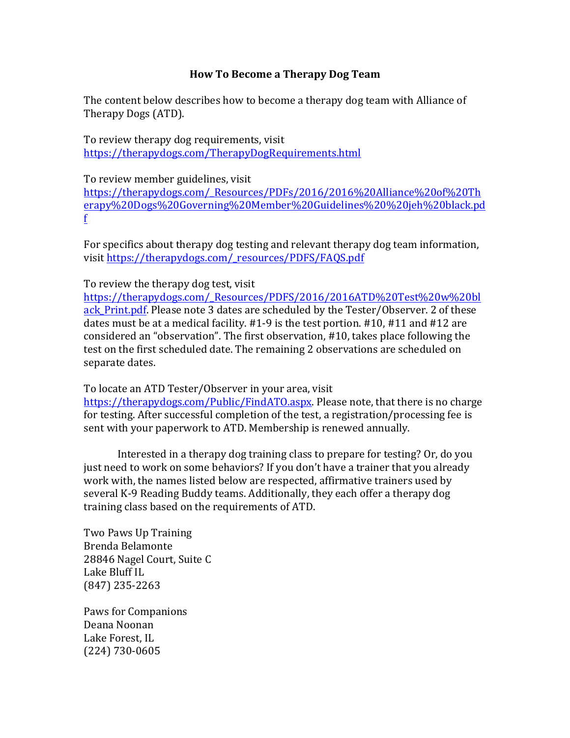# How To Become a Therapy Dog Team

The content below describes how to become a therapy dog team with Alliance of Therapy Dogs (ATD).

To review therapy dog requirements, visit https://therapydogs.com/TherapyDogRequirements.html

To review member guidelines, visit https://therapydogs.com/_Resources/PDFs/2016/2016%20Alliance%20of%20Therapy%20Dogs%20Governing%20Member%20Guidelines%20%20jeh%20black.pdf

For specifics about therapy dog testing and relevant therapy dog team information, visit https://therapydogs.com/_resources/PDFS/FAQS.pdf

To review the therapy dog test, visit https://therapydogs.com/_Resources/PDFS/2016/2016ATD%20Test%20w%20black_Print.pdf. Please note 3 dates are scheduled by the Tester/Observer. 2 of these dates must be at a medical facility. #1-9 is the test portion. #10, #11 and #12 are considered an "observation". The first observation, #10, takes place following the test on the first scheduled date. The remaining 2 observations are scheduled on separate dates.

To locate an ATD Tester/Observer in your area, visit https://therapydogs.com/Public/FindATO.aspx. Please note, that there is no charge for testing. After successful completion of the test, a registration/processing fee is sent with your paperwork to ATD. Membership is renewed annually.

Interested in a therapy dog training class to prepare for testing? Or, do you just need to work on some behaviors? If you don't have a trainer that you already work with, the names listed below are respected, affirmative trainers used by several K-9 Reading Buddy teams. Additionally, they each offer a therapy dog training class based on the requirements of ATD.

Two Paws Up Training
Brenda Belamonte
28846 Nagel Court, Suite C
Lake Bluff IL
(847) 235-2263

Paws for Companions
Deana Noonan
Lake Forest, IL
(224) 730-0605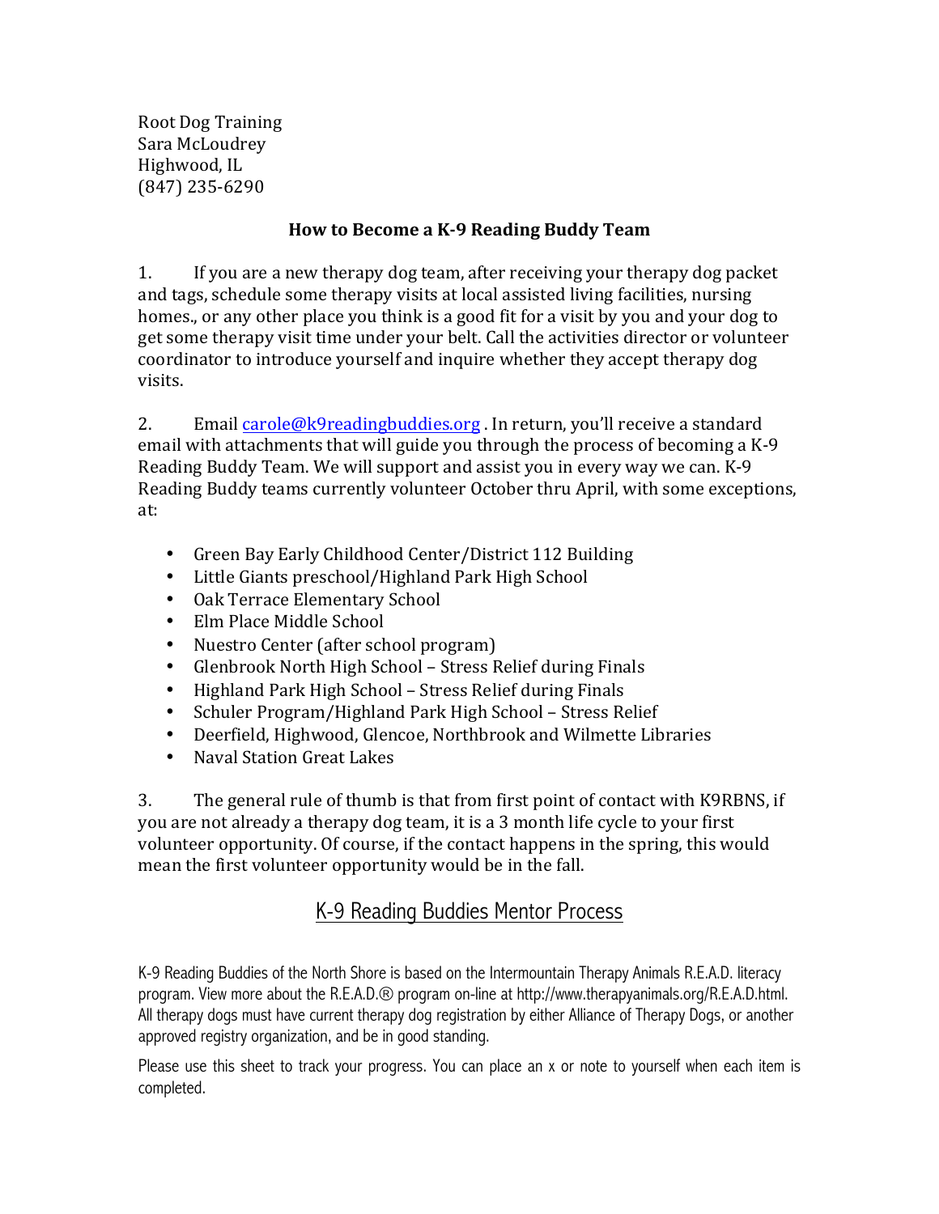Root Dog Training
Sara McLoudrey
Highwood, IL
(847) 235-6290

**How to Become a K-9 Reading Buddy Team**

1. If you are a new therapy dog team, after receiving your therapy dog packet and tags, schedule some therapy visits at local assisted living facilities, nursing homes., or any other place you think is a good fit for a visit by you and your dog to get some therapy visit time under your belt. Call the activities director or volunteer coordinator to introduce yourself and inquire whether they accept therapy dog visits.

2. Email carole@k9readingbuddies.org . In return, you'll receive a standard email with attachments that will guide you through the process of becoming a K-9 Reading Buddy Team. We will support and assist you in every way we can. K-9 Reading Buddy teams currently volunteer October thru April, with some exceptions, at:

- Green Bay Early Childhood Center/District 112 Building
- Little Giants preschool/Highland Park High School
- Oak Terrace Elementary School
- Elm Place Middle School
- Nuestro Center (after school program)
- Glenbrook North High School – Stress Relief during Finals
- Highland Park High School – Stress Relief during Finals
- Schuler Program/Highland Park High School – Stress Relief
- Deerfield, Highwood, Glencoe, Northbrook and Wilmette Libraries
- Naval Station Great Lakes

3. The general rule of thumb is that from first point of contact with K9RBNS, if you are not already a therapy dog team, it is a 3 month life cycle to your first volunteer opportunity. Of course, if the contact happens in the spring, this would mean the first volunteer opportunity would be in the fall.

## K-9 Reading Buddies Mentor Process

K-9 Reading Buddies of the North Shore is based on the Intermountain Therapy Animals R.E.A.D. literacy program. View more about the R.E.A.D.® program on-line at http://www.therapyanimals.org/R.E.A.D.html. All therapy dogs must have current therapy dog registration by either Alliance of Therapy Dogs, or another approved registry organization, and be in good standing.

Please use this sheet to track your progress. You can place an x or note to yourself when each item is completed.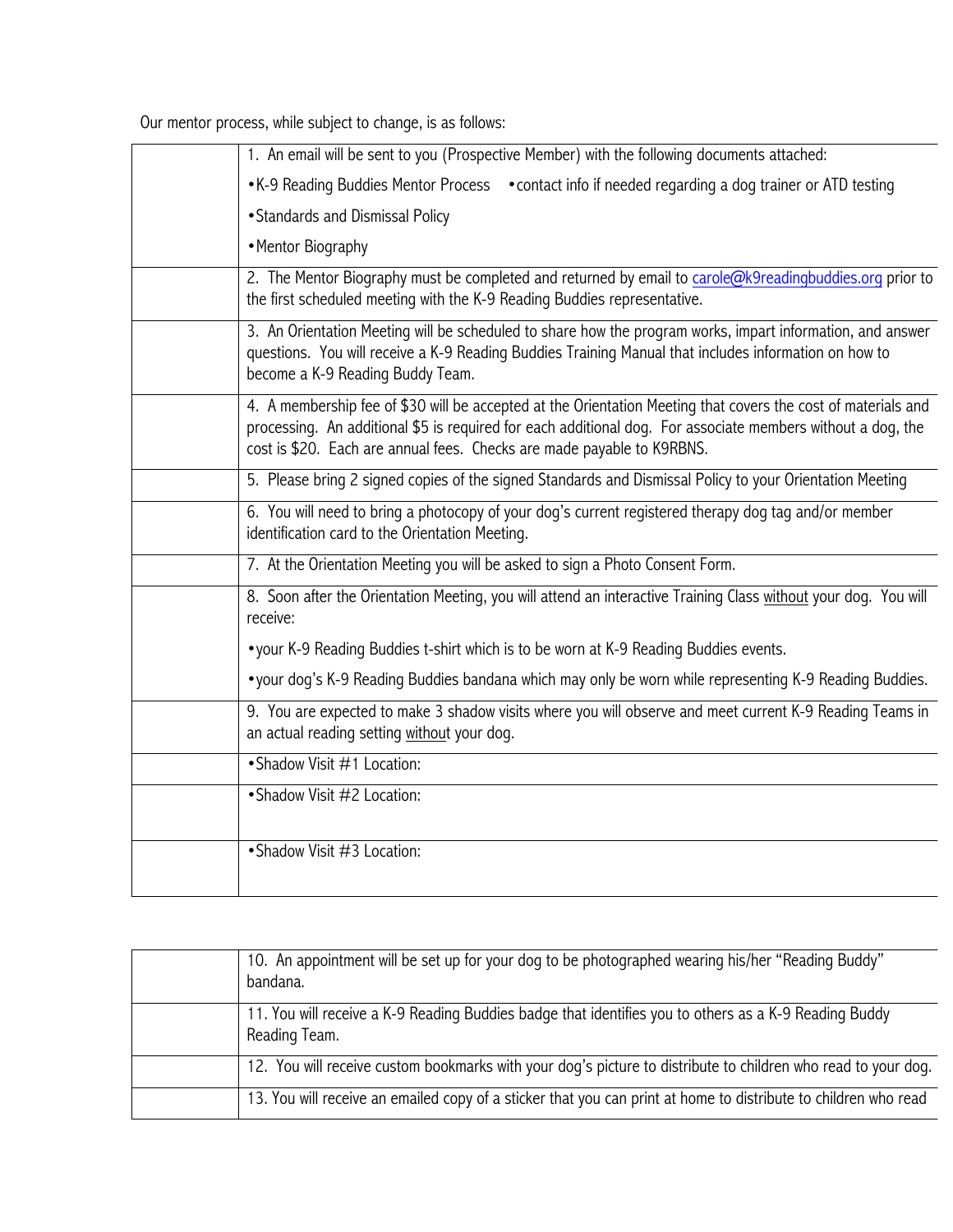Our mentor process, while subject to change, is as follows:

| | |
|---|---|
| | 1. An email will be sent to you (Prospective Member) with the following documents attached:<br>• K-9 Reading Buddies Mentor Process • contact info if needed regarding a dog trainer or ATD testing<br>• Standards and Dismissal Policy<br>• Mentor Biography |
| | 2. The Mentor Biography must be completed and returned by email to carole@k9readingbuddies.org prior to the first scheduled meeting with the K-9 Reading Buddies representative. |
| | 3. An Orientation Meeting will be scheduled to share how the program works, impart information, and answer questions. You will receive a K-9 Reading Buddies Training Manual that includes information on how to become a K-9 Reading Buddy Team. |
| | 4. A membership fee of $30 will be accepted at the Orientation Meeting that covers the cost of materials and processing. An additional $5 is required for each additional dog. For associate members without a dog, the cost is $20. Each are annual fees. Checks are made payable to K9RBNS. |
| | 5. Please bring 2 signed copies of the signed Standards and Dismissal Policy to your Orientation Meeting |
| | 6. You will need to bring a photocopy of your dog's current registered therapy dog tag and/or member identification card to the Orientation Meeting. |
| | 7. At the Orientation Meeting you will be asked to sign a Photo Consent Form. |
| | 8. Soon after the Orientation Meeting, you will attend an interactive Training Class <u>without</u> your dog. You will receive:<br>• your K-9 Reading Buddies t-shirt which is to be worn at K-9 Reading Buddies events.<br>• your dog's K-9 Reading Buddies bandana which may only be worn while representing K-9 Reading Buddies. |
| | 9. You are expected to make 3 shadow visits where you will observe and meet current K-9 Reading Teams in an actual reading setting <u>without</u> your dog. |
| | • Shadow Visit #1 Location: |
| | • Shadow Visit #2 Location: |
| | • Shadow Visit #3 Location: |

| | |
|---|---|
| | 10. An appointment will be set up for your dog to be photographed wearing his/her "Reading Buddy" bandana. |
| | 11. You will receive a K-9 Reading Buddies badge that identifies you to others as a K-9 Reading Buddy Reading Team. |
| | 12. You will receive custom bookmarks with your dog's picture to distribute to children who read to your dog. |
| | 13. You will receive an emailed copy of a sticker that you can print at home to distribute to children who read |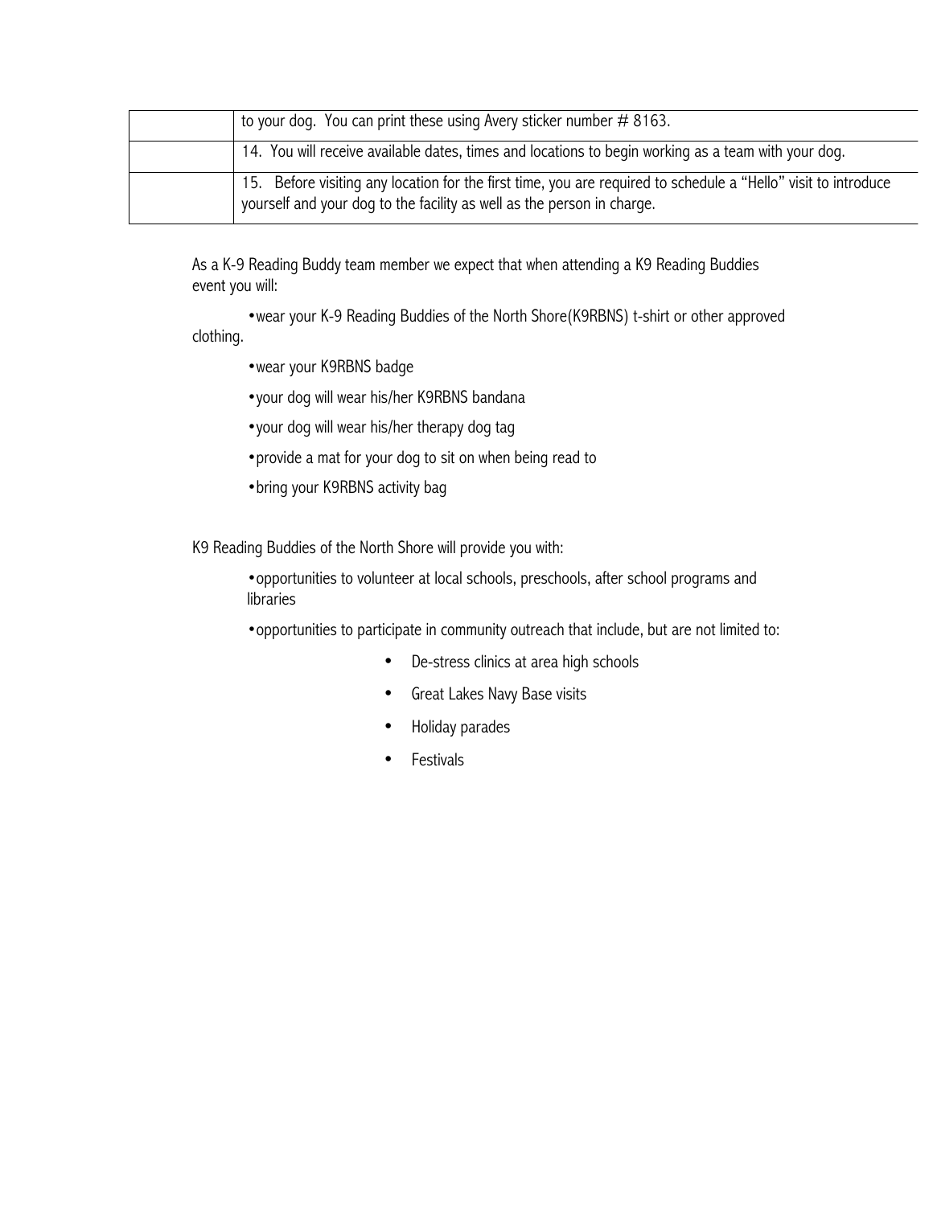| | |
|---|---|
| | to your dog. You can print these using Avery sticker number # 8163. |
| | 14. You will receive available dates, times and locations to begin working as a team with your dog. |
| | 15. Before visiting any location for the first time, you are required to schedule a "Hello" visit to introduce yourself and your dog to the facility as well as the person in charge. |

As a K-9 Reading Buddy team member we expect that when attending a K9 Reading Buddies event you will:

- wear your K-9 Reading Buddies of the North Shore(K9RBNS) t-shirt or other approved clothing.
- wear your K9RBNS badge
- your dog will wear his/her K9RBNS bandana
- your dog will wear his/her therapy dog tag
- provide a mat for your dog to sit on when being read to
- bring your K9RBNS activity bag

K9 Reading Buddies of the North Shore will provide you with:

- opportunities to volunteer at local schools, preschools, after school programs and libraries
- opportunities to participate in community outreach that include, but are not limited to:
    - De-stress clinics at area high schools
    - Great Lakes Navy Base visits
    - Holiday parades
    - Festivals